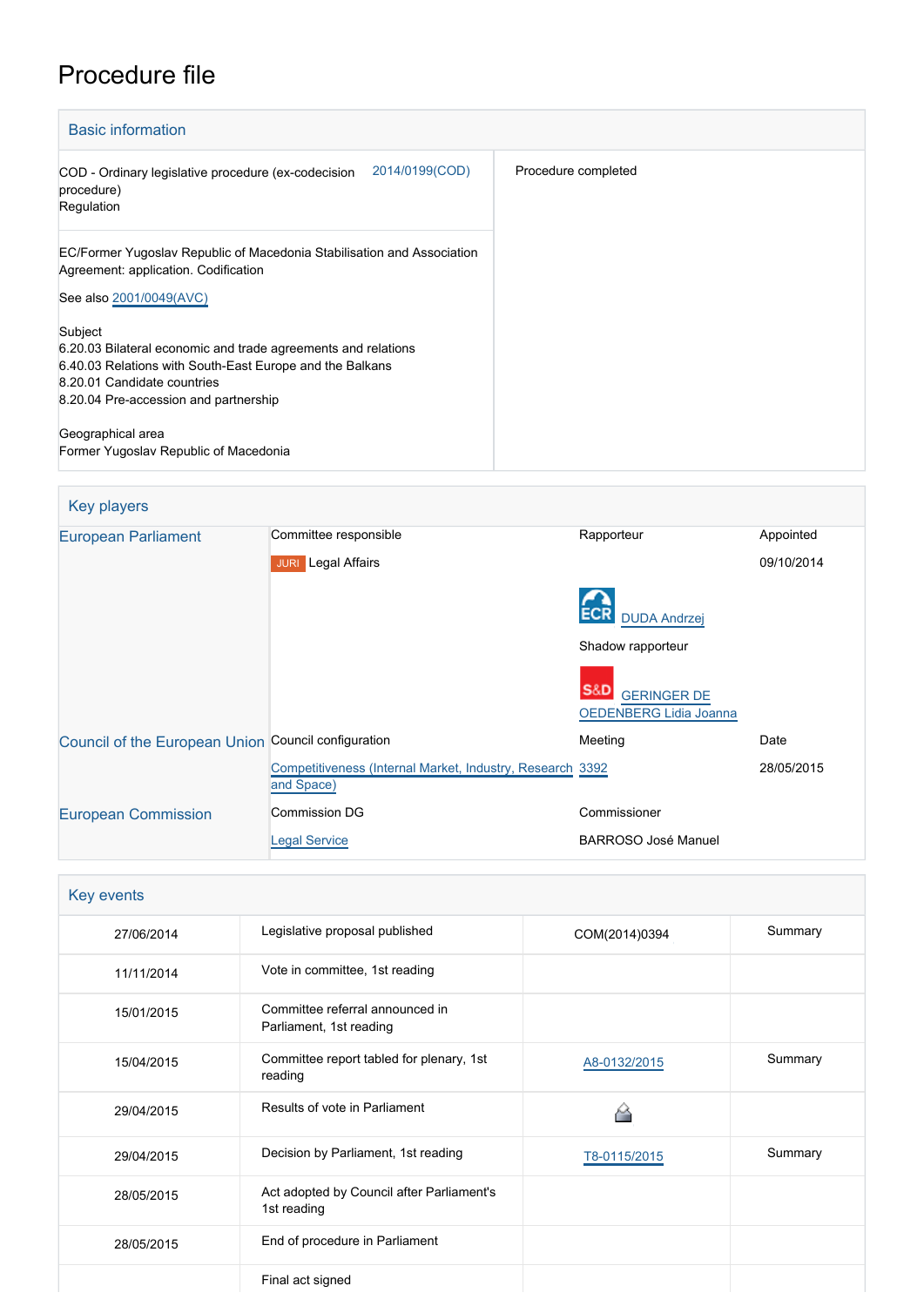# Procedure file

## Basic information

| | | |
|---|---|---|
| COD - Ordinary legislative procedure (ex-codecision procedure)<br>Regulation | 2014/0199(COD) | Procedure completed |

EC/Former Yugoslav Republic of Macedonia Stabilisation and Association Agreement: application. Codification

See also 2001/0049(AVC)

Subject
6.20.03 Bilateral economic and trade agreements and relations
6.40.03 Relations with South-East Europe and the Balkans
8.20.01 Candidate countries
8.20.04 Pre-accession and partnership

Geographical area
Former Yugoslav Republic of Macedonia

## Key players

| | | | |
|---|---|---|---|
| European Parliament | Committee responsible | Rapporteur | Appointed |
| | JURI Legal Affairs | | 09/10/2014 |
| | | ECR DUDA Andrzej | |
| | | Shadow rapporteur | |
| | | S&D GERINGER DE OEDENBERG Lidia Joanna | |
| Council of the European Union | Council configuration | Meeting | Date |
| | Competitiveness (Internal Market, Industry, Research and Space) | 3392 | 28/05/2015 |
| European Commission | Commission DG | Commissioner | |
| | Legal Service | BARROSO José Manuel | |

## Key events

| | | | |
|---|---|---|---|
| 27/06/2014 | Legislative proposal published | COM(2014)0394 | Summary |
| 11/11/2014 | Vote in committee, 1st reading | | |
| 15/01/2015 | Committee referral announced in Parliament, 1st reading | | |
| 15/04/2015 | Committee report tabled for plenary, 1st reading | A8-0132/2015 | Summary |
| 29/04/2015 | Results of vote in Parliament | | |
| 29/04/2015 | Decision by Parliament, 1st reading | T8-0115/2015 | Summary |
| 28/05/2015 | Act adopted by Council after Parliament's 1st reading | | |
| 28/05/2015 | End of procedure in Parliament | | |
| | Final act signed | | |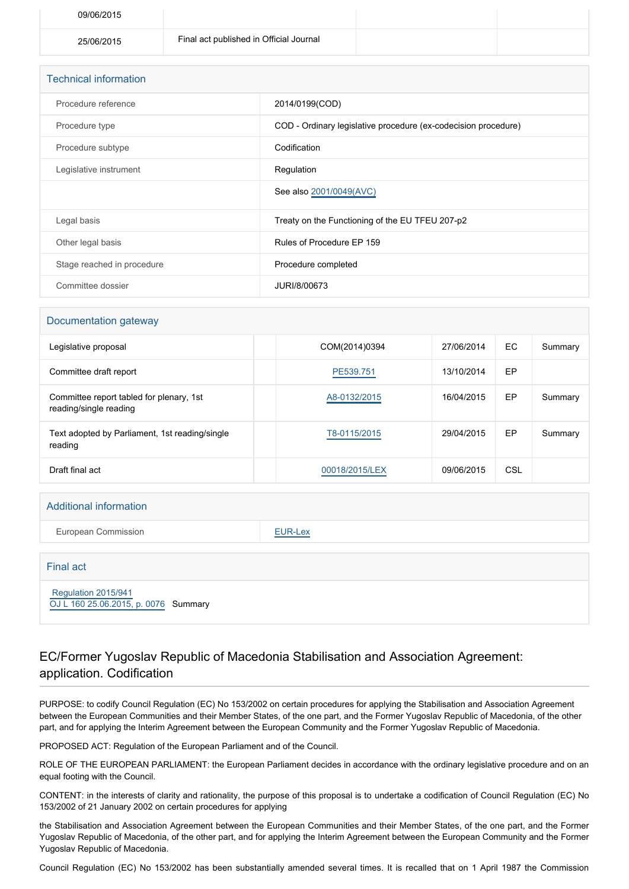| 09/06/2015 | | | |
|---|---|---|---|
| 25/06/2015 | Final act published in Official Journal | | |

## Technical information

| | |
|---|---|
| Procedure reference | 2014/0199(COD) |
| Procedure type | COD - Ordinary legislative procedure (ex-codecision procedure) |
| Procedure subtype | Codification |
| Legislative instrument | Regulation |
| | See also 2001/0049(AVC) |
| Legal basis | Treaty on the Functioning of the EU TFEU 207-p2 |
| Other legal basis | Rules of Procedure EP 159 |
| Stage reached in procedure | Procedure completed |
| Committee dossier | JURI/8/00673 |

## Documentation gateway

| | | | | | |
|---|---|---|---|---|---|
| Legislative proposal | | COM(2014)0394 | 27/06/2014 | EC | Summary |
| Committee draft report | | PE539.751 | 13/10/2014 | EP | |
| Committee report tabled for plenary, 1st reading/single reading | | A8-0132/2015 | 16/04/2015 | EP | Summary |
| Text adopted by Parliament, 1st reading/single reading | | T8-0115/2015 | 29/04/2015 | EP | Summary |
| Draft final act | | 00018/2015/LEX | 09/06/2015 | CSL | |

## Additional information

| | |
|---|---|
| European Commission | EUR-Lex |

## Final act

Regulation 2015/941
OJ L 160 25.06.2015, p. 0076 Summary

# EC/Former Yugoslav Republic of Macedonia Stabilisation and Association Agreement: application. Codification

PURPOSE: to codify Council Regulation (EC) No 153/2002 on certain procedures for applying the Stabilisation and Association Agreement between the European Communities and their Member States, of the one part, and the Former Yugoslav Republic of Macedonia, of the other part, and for applying the Interim Agreement between the European Community and the Former Yugoslav Republic of Macedonia.

PROPOSED ACT: Regulation of the European Parliament and of the Council.

ROLE OF THE EUROPEAN PARLIAMENT: the European Parliament decides in accordance with the ordinary legislative procedure and on an equal footing with the Council.

CONTENT: in the interests of clarity and rationality, the purpose of this proposal is to undertake a codification of Council Regulation (EC) No 153/2002 of 21 January 2002 on certain procedures for applying the Stabilisation and Association Agreement between the European Communities and their Member States, of the one part, and the Former Yugoslav Republic of Macedonia, of the other part, and for applying the Interim Agreement between the European Community and the Former Yugoslav Republic of Macedonia.

Council Regulation (EC) No 153/2002 has been substantially amended several times. It is recalled that on 1 April 1987 the Commission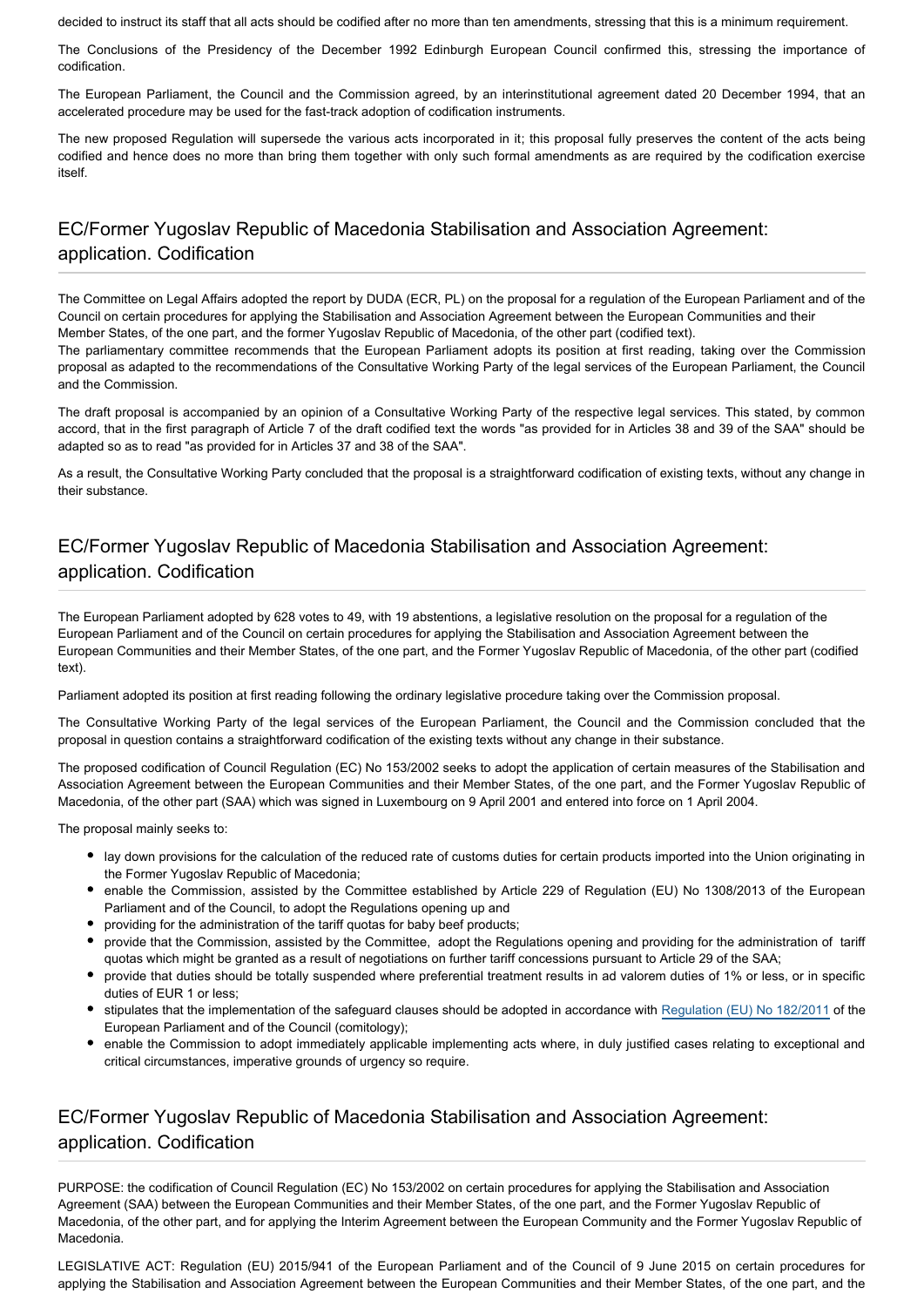decided to instruct its staff that all acts should be codified after no more than ten amendments, stressing that this is a minimum requirement.

The Conclusions of the Presidency of the December 1992 Edinburgh European Council confirmed this, stressing the importance of codification.

The European Parliament, the Council and the Commission agreed, by an interinstitutional agreement dated 20 December 1994, that an accelerated procedure may be used for the fast-track adoption of codification instruments.

The new proposed Regulation will supersede the various acts incorporated in it; this proposal fully preserves the content of the acts being codified and hence does no more than bring them together with only such formal amendments as are required by the codification exercise itself.

## EC/Former Yugoslav Republic of Macedonia Stabilisation and Association Agreement: application. Codification

The Committee on Legal Affairs adopted the report by DUDA (ECR, PL) on the proposal for a regulation of the European Parliament and of the Council on certain procedures for applying the Stabilisation and Association Agreement between the European Communities and their Member States, of the one part, and the former Yugoslav Republic of Macedonia, of the other part (codified text).

The parliamentary committee recommends that the European Parliament adopts its position at first reading, taking over the Commission proposal as adapted to the recommendations of the Consultative Working Party of the legal services of the European Parliament, the Council and the Commission.

The draft proposal is accompanied by an opinion of a Consultative Working Party of the respective legal services. This stated, by common accord, that in the first paragraph of Article 7 of the draft codified text the words "as provided for in Articles 38 and 39 of the SAA" should be adapted so as to read "as provided for in Articles 37 and 38 of the SAA".

As a result, the Consultative Working Party concluded that the proposal is a straightforward codification of existing texts, without any change in their substance.

## EC/Former Yugoslav Republic of Macedonia Stabilisation and Association Agreement: application. Codification

The European Parliament adopted by 628 votes to 49, with 19 abstentions, a legislative resolution on the proposal for a regulation of the European Parliament and of the Council on certain procedures for applying the Stabilisation and Association Agreement between the European Communities and their Member States, of the one part, and the Former Yugoslav Republic of Macedonia, of the other part (codified text).

Parliament adopted its position at first reading following the ordinary legislative procedure taking over the Commission proposal.

The Consultative Working Party of the legal services of the European Parliament, the Council and the Commission concluded that the proposal in question contains a straightforward codification of the existing texts without any change in their substance.

The proposed codification of Council Regulation (EC) No 153/2002 seeks to adopt the application of certain measures of the Stabilisation and Association Agreement between the European Communities and their Member States, of the one part, and the Former Yugoslav Republic of Macedonia, of the other part (SAA) which was signed in Luxembourg on 9 April 2001 and entered into force on 1 April 2004.

The proposal mainly seeks to:

- lay down provisions for the calculation of the reduced rate of customs duties for certain products imported into the Union originating in the Former Yugoslav Republic of Macedonia;
- enable the Commission, assisted by the Committee established by Article 229 of Regulation (EU) No 1308/2013 of the European Parliament and of the Council, to adopt the Regulations opening up and
- providing for the administration of the tariff quotas for baby beef products;
- provide that the Commission, assisted by the Committee, adopt the Regulations opening and providing for the administration of tariff quotas which might be granted as a result of negotiations on further tariff concessions pursuant to Article 29 of the SAA;
- provide that duties should be totally suspended where preferential treatment results in ad valorem duties of 1% or less, or in specific duties of EUR 1 or less;
- stipulates that the implementation of the safeguard clauses should be adopted in accordance with Regulation (EU) No 182/2011 of the European Parliament and of the Council (comitology);
- enable the Commission to adopt immediately applicable implementing acts where, in duly justified cases relating to exceptional and critical circumstances, imperative grounds of urgency so require.

## EC/Former Yugoslav Republic of Macedonia Stabilisation and Association Agreement: application. Codification

PURPOSE: the codification of Council Regulation (EC) No 153/2002 on certain procedures for applying the Stabilisation and Association Agreement (SAA) between the European Communities and their Member States, of the one part, and the Former Yugoslav Republic of Macedonia, of the other part, and for applying the Interim Agreement between the European Community and the Former Yugoslav Republic of Macedonia.

LEGISLATIVE ACT: Regulation (EU) 2015/941 of the European Parliament and of the Council of 9 June 2015 on certain procedures for applying the Stabilisation and Association Agreement between the European Communities and their Member States, of the one part, and the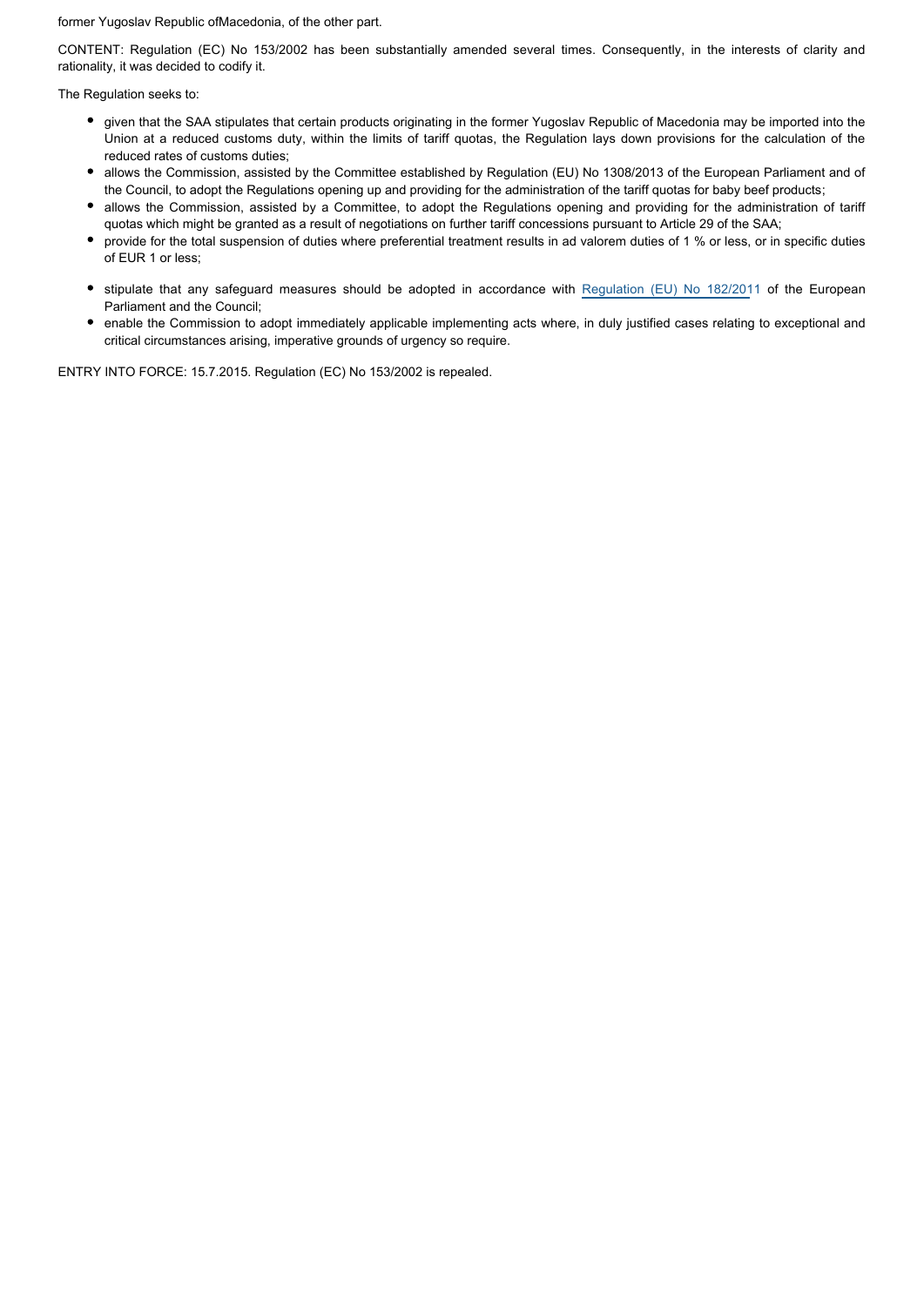former Yugoslav Republic ofMacedonia, of the other part.

CONTENT: Regulation (EC) No 153/2002 has been substantially amended several times. Consequently, in the interests of clarity and rationality, it was decided to codify it.

The Regulation seeks to:

- given that the SAA stipulates that certain products originating in the former Yugoslav Republic of Macedonia may be imported into the Union at a reduced customs duty, within the limits of tariff quotas, the Regulation lays down provisions for the calculation of the reduced rates of customs duties;
- allows the Commission, assisted by the Committee established by Regulation (EU) No 1308/2013 of the European Parliament and of the Council, to adopt the Regulations opening up and providing for the administration of the tariff quotas for baby beef products;
- allows the Commission, assisted by a Committee, to adopt the Regulations opening and providing for the administration of tariff quotas which might be granted as a result of negotiations on further tariff concessions pursuant to Article 29 of the SAA;
- provide for the total suspension of duties where preferential treatment results in ad valorem duties of 1 % or less, or in specific duties of EUR 1 or less;
- stipulate that any safeguard measures should be adopted in accordance with Regulation (EU) No 182/2011 of the European Parliament and the Council;
- enable the Commission to adopt immediately applicable implementing acts where, in duly justified cases relating to exceptional and critical circumstances arising, imperative grounds of urgency so require.

ENTRY INTO FORCE: 15.7.2015. Regulation (EC) No 153/2002 is repealed.